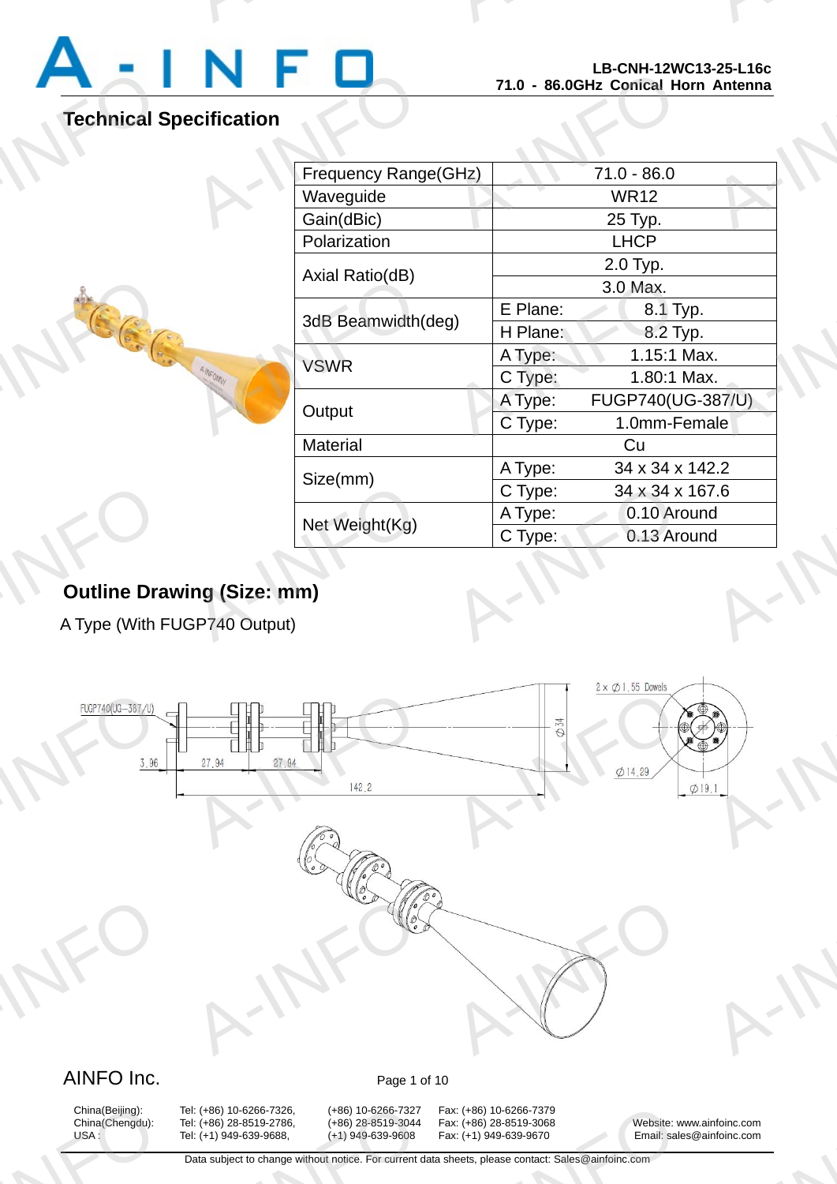## Technical Specification

| Frequency Range(GHz) | 71.0 - 86.0 | |
|---|---|---|
| Waveguide | WR12 | |
| Gain(dBic) | 25 Typ. | |
| Polarization | LHCP | |
| Axial Ratio(dB) | 2.0 Typ. | |
| | 3.0 Max. | |
| 3dB Beamwidth(deg) | E Plane: | 8.1 Typ. |
| | H Plane: | 8.2 Typ. |
| VSWR | A Type: | 1.15:1 Max. |
| | C Type: | 1.80:1 Max. |
| Output | A Type: | FUGP740(UG-387/U) |
| | C Type: | 1.0mm-Female |
| Material | Cu | |
| Size(mm) | A Type: | 34 x 34 x 142.2 |
| | C Type: | 34 x 34 x 167.6 |
| Net Weight(Kg) | A Type: | 0.10 Around |
| | C Type: | 0.13 Around |

## Outline Drawing (Size: mm)

A Type (With FUGP740 Output)

AINFO Inc.

China(Beijing): Tel: (+86) 10-6266-7326, (+86) 10-6266-7327 Fax: (+86) 10-6266-7379
China(Chengdu): Tel: (+86) 28-8519-2786, (+86) 28-8519-3044 Fax: (+86) 28-8519-3068
USA : Tel: (+1) 949-639-9688, (+1) 949-639-9608 Fax: (+1) 949-639-9670

Website: www.ainfoinc.com
Email: sales@ainfoinc.com

Data subject to change without notice. For current data sheets, please contact: Sales@ainfoinc.com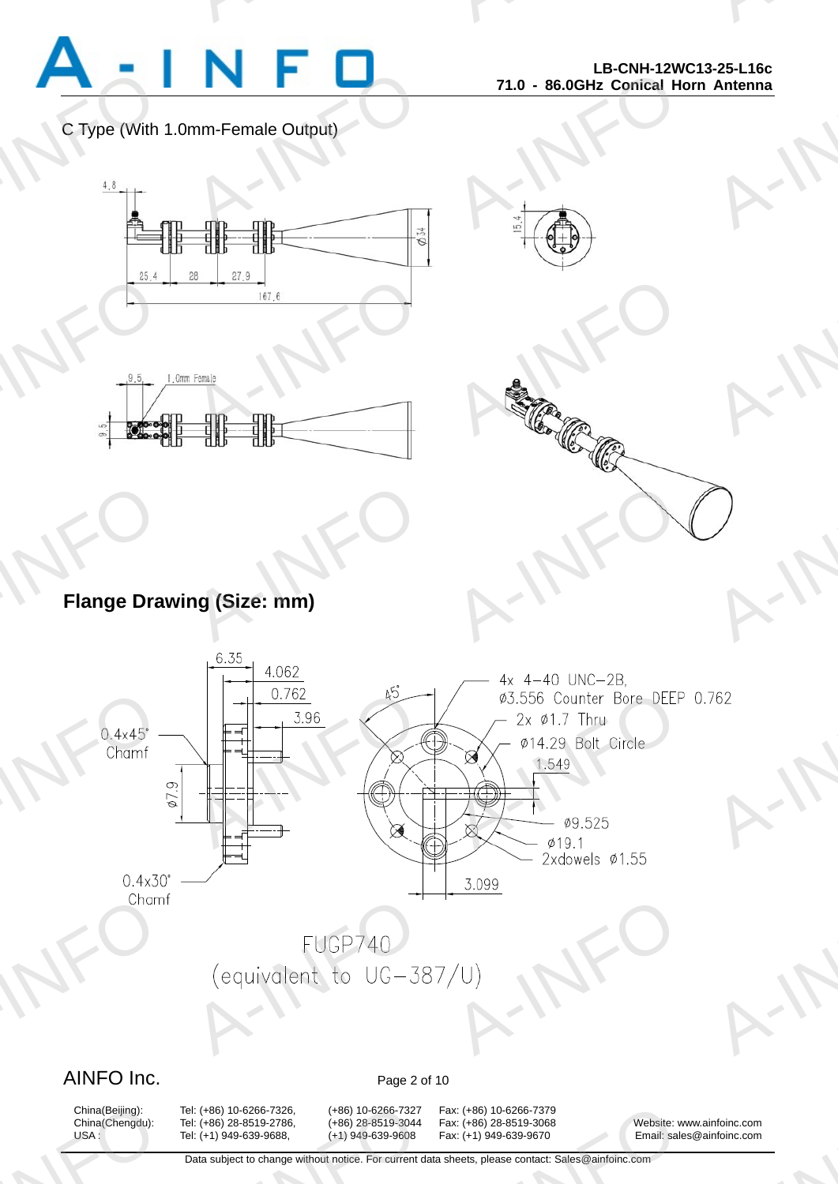C Type (With 1.0mm-Female Output)

4.8

15.4

Ø34

25.4 28 27.9

167.6

9.5 1.0mm Female

9.5

## Flange Drawing (Size: mm)

6.35
4.062
0.762
3.96
0.4x45° Chamf
Ø7.9
0.4x30° Chamf

45°
4x 4-40 UNC-2B, Ø3.556 Counter Bore DEEP 0.762
2x Ø1.7 Thru
Ø14.29 Bolt Circle
1.549
Ø9.525
Ø19.1
2xdowels Ø1.55
3.099

FUGP740
(equivalent to UG-387/U)

AINFO Inc.

| | | | |
|---|---|---|---|
| China(Beijing): | Tel: (+86) 10-6266-7326, (+86) 10-6266-7327 | Fax: (+86) 10-6266-7379 | Website: www.ainfoinc.com |
| China(Chengdu): | Tel: (+86) 28-8519-2786, (+86) 28-8519-3044 | Fax: (+86) 28-8519-3068 | Email: sales@ainfoinc.com |
| USA : | Tel: (+1) 949-639-9688, (+1) 949-639-9608 | Fax: (+1) 949-639-9670 | |

Data subject to change without notice. For current data sheets, please contact: Sales@ainfoinc.com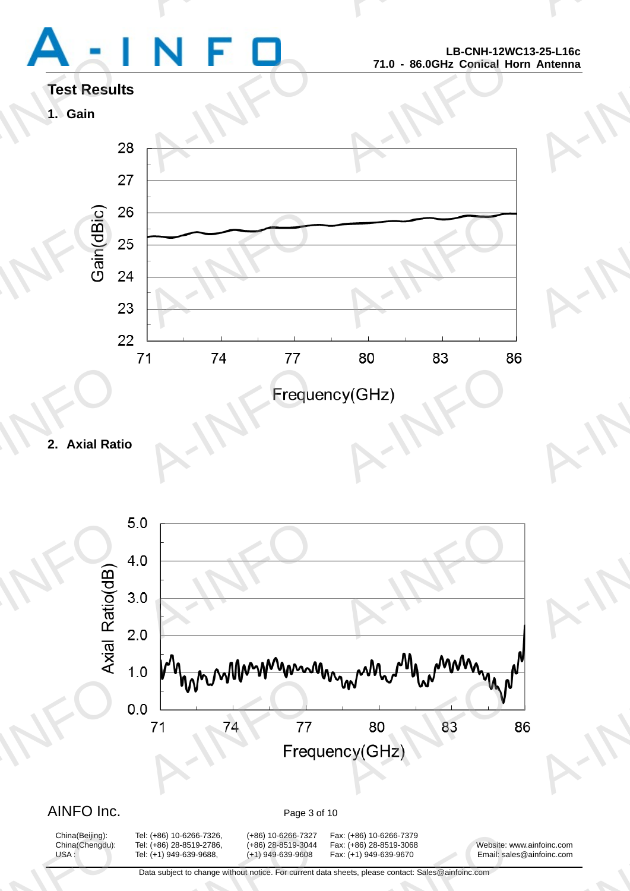## Test Results

### 1. Gain

### 2. Axial Ratio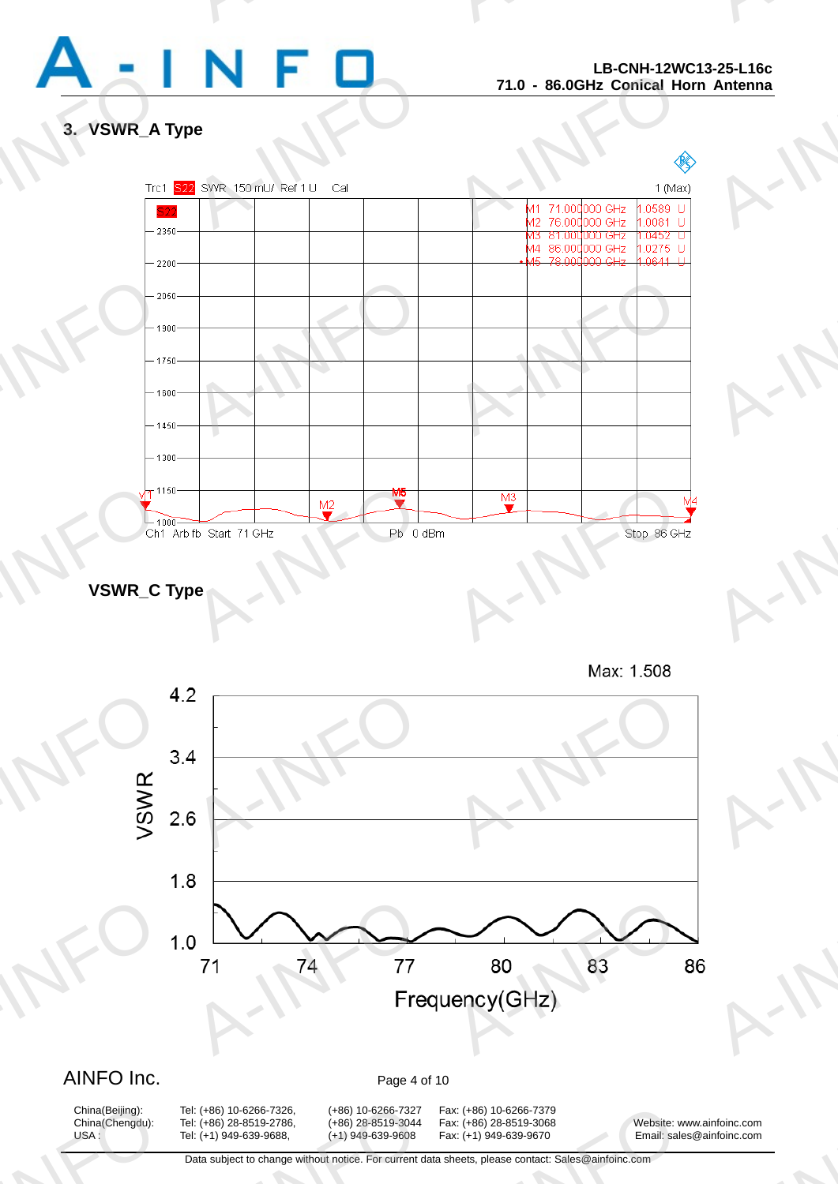## 3. VSWR_A Type

Trc1 S22 SWR 150 mU/ Ref 1 U Cal 1 (Max)

| Marker | Frequency | Value |
|---|---|---|
| M1 | 71.000000 GHz | 1.0589 U |
| M2 | 76.000000 GHz | 1.0081 U |
| M3 | 81.000000 GHz | 1.0452 U |
| M4 | 86.000000 GHz | 1.0275 U |
| M5 | 78.000000 GHz | 1.0641 U |

Ch1 Arb fb Start 71 GHz Pb 0 dBm Stop 86 GHz

## VSWR_C Type

Max: 1.508

VSWR vs. Frequency(GHz)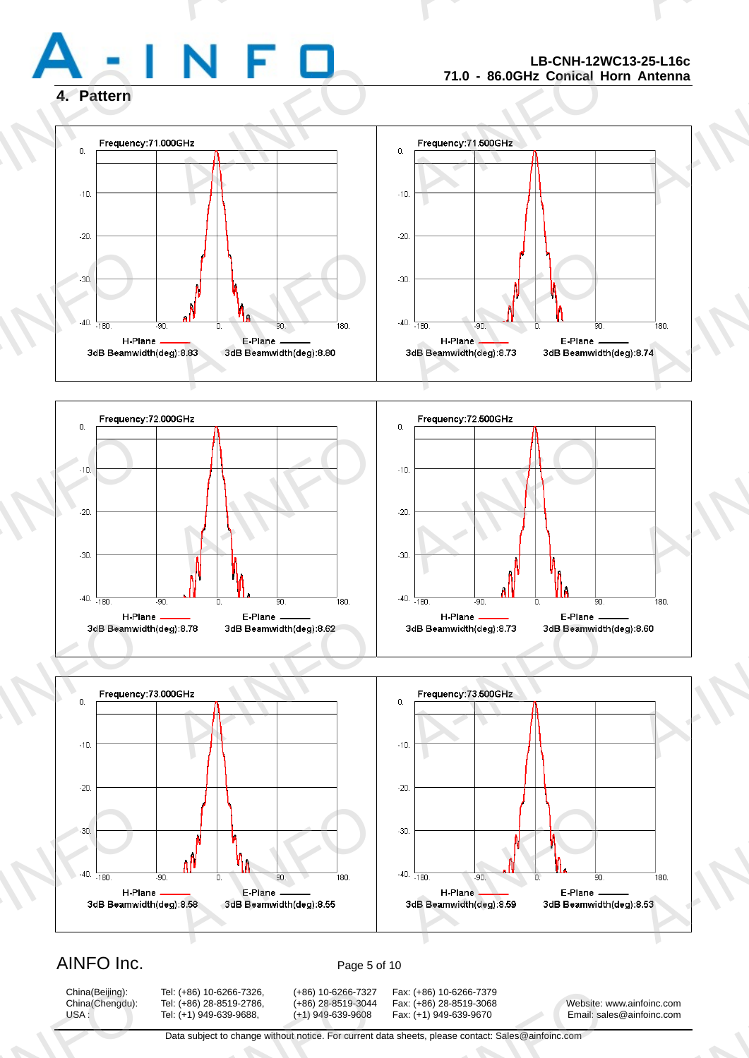## 4. Pattern

Frequency:71.000GHz

H-Plane 3dB Beamwidth(deg):8.83 | E-Plane 3dB Beamwidth(deg):8.80

Frequency:71.500GHz

H-Plane 3dB Beamwidth(deg):8.73 | E-Plane 3dB Beamwidth(deg):8.74

Frequency:72.000GHz

H-Plane 3dB Beamwidth(deg):8.78 | E-Plane 3dB Beamwidth(deg):8.62

Frequency:72.500GHz

H-Plane 3dB Beamwidth(deg):8.73 | E-Plane 3dB Beamwidth(deg):8.60

Frequency:73.000GHz

H-Plane 3dB Beamwidth(deg):8.58 | E-Plane 3dB Beamwidth(deg):8.55

Frequency:73.500GHz

H-Plane 3dB Beamwidth(deg):8.59 | E-Plane 3dB Beamwidth(deg):8.53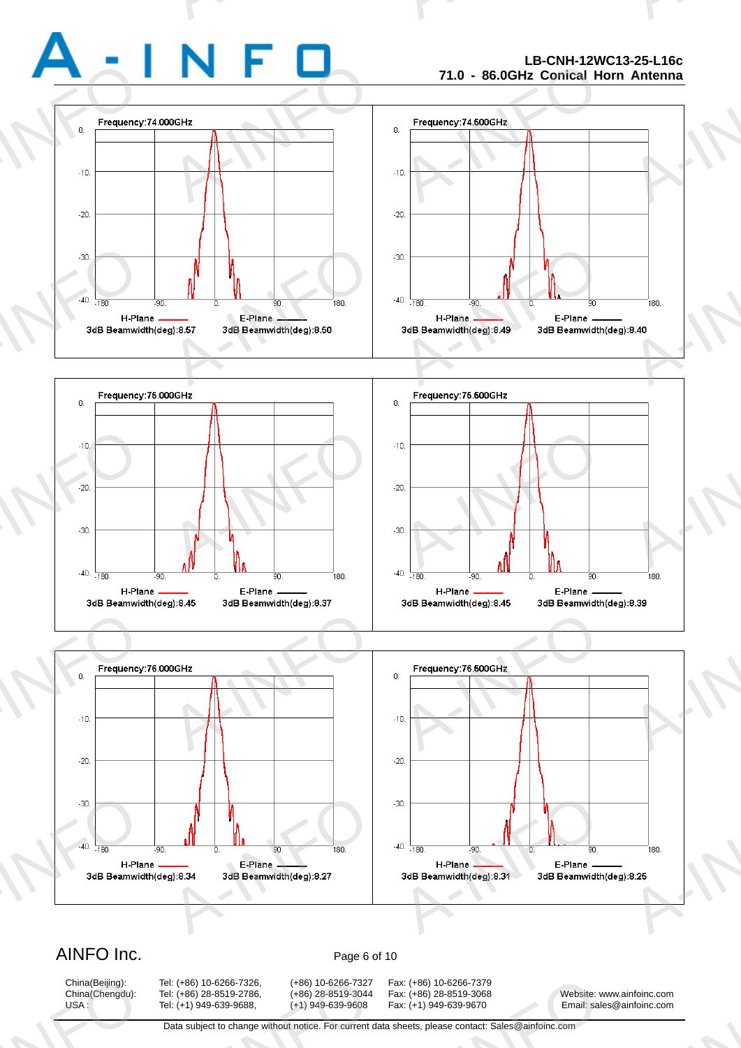**Frequency:74.000GHz**

H-Plane 3dB Beamwidth(deg):8.57 | E-Plane 3dB Beamwidth(deg):8.50

**Frequency:74.500GHz**

H-Plane 3dB Beamwidth(deg):8.49 | E-Plane 3dB Beamwidth(deg):8.40

**Frequency:75.000GHz**

H-Plane 3dB Beamwidth(deg):8.45 | E-Plane 3dB Beamwidth(deg):8.37

**Frequency:75.500GHz**

H-Plane 3dB Beamwidth(deg):8.45 | E-Plane 3dB Beamwidth(deg):8.39

**Frequency:76.000GHz**

H-Plane 3dB Beamwidth(deg):8.34 | E-Plane 3dB Beamwidth(deg):8.27

**Frequency:76.500GHz**

H-Plane 3dB Beamwidth(deg):8.31 | E-Plane 3dB Beamwidth(deg):8.25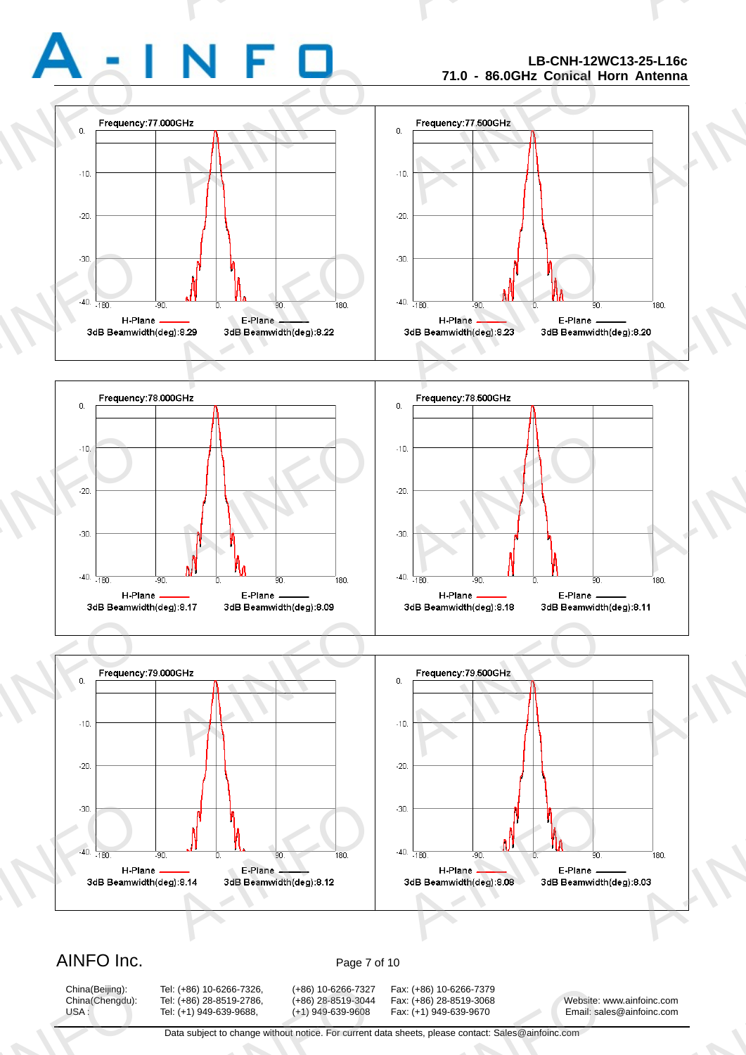**LB-CNH-12WC13-25-L16c**
**71.0 - 86.0GHz Conical Horn Antenna**

Frequency:77.000GHz

H-Plane — 3dB Beamwidth(deg):8.29
E-Plane — 3dB Beamwidth(deg):8.22

Frequency:77.500GHz

H-Plane — 3dB Beamwidth(deg):8.23
E-Plane — 3dB Beamwidth(deg):8.20

Frequency:78.000GHz

H-Plane — 3dB Beamwidth(deg):8.17
E-Plane — 3dB Beamwidth(deg):8.09

Frequency:78.500GHz

H-Plane — 3dB Beamwidth(deg):8.18
E-Plane — 3dB Beamwidth(deg):8.11

Frequency:79.000GHz

H-Plane — 3dB Beamwidth(deg):8.14
E-Plane — 3dB Beamwidth(deg):8.12

Frequency:79.500GHz

H-Plane — 3dB Beamwidth(deg):8.08
E-Plane — 3dB Beamwidth(deg):8.03

AINFO Inc.

| | | | |
|---|---|---|---|
| China(Beijing): | Tel: (+86) 10-6266-7326, | (+86) 10-6266-7327 | Fax: (+86) 10-6266-7379 |
| China(Chengdu): | Tel: (+86) 28-8519-2786, | (+86) 28-8519-3044 | Fax: (+86) 28-8519-3068 |
| USA : | Tel: (+1) 949-639-9688, | (+1) 949-639-9608 | Fax: (+1) 949-639-9670 |

Website: www.ainfoinc.com
Email: sales@ainfoinc.com

Data subject to change without notice. For current data sheets, please contact: Sales@ainfoinc.com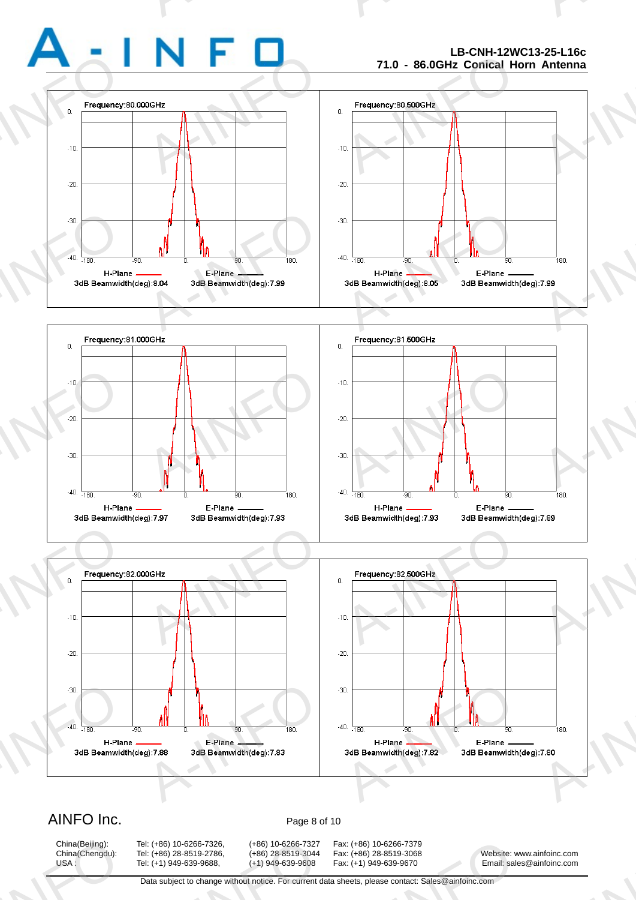**LB-CNH-12WC13-25-L16c**
**71.0 - 86.0GHz Conical Horn Antenna**

Frequency:80.000GHz

H-Plane — E-Plane —

3dB Beamwidth(deg):8.04 3dB Beamwidth(deg):7.99

Frequency:80.500GHz

H-Plane — E-Plane —

3dB Beamwidth(deg):8.05 3dB Beamwidth(deg):7.99

Frequency:81.000GHz

H-Plane — E-Plane —

3dB Beamwidth(deg):7.97 3dB Beamwidth(deg):7.93

Frequency:81.500GHz

H-Plane — E-Plane —

3dB Beamwidth(deg):7.93 3dB Beamwidth(deg):7.89

Frequency:82.000GHz

H-Plane — E-Plane —

3dB Beamwidth(deg):7.88 3dB Beamwidth(deg):7.83

Frequency:82.500GHz

H-Plane — E-Plane —

3dB Beamwidth(deg):7.82 3dB Beamwidth(deg):7.80

AINFO Inc.

| | | | | |
|---|---|---|---|---|
| China(Beijing): | Tel: (+86) 10-6266-7326, | (+86) 10-6266-7327 | Fax: (+86) 10-6266-7379 | |
| China(Chengdu): | Tel: (+86) 28-8519-2786, | (+86) 28-8519-3044 | Fax: (+86) 28-8519-3068 | Website: www.ainfoinc.com |
| USA : | Tel: (+1) 949-639-9688, | (+1) 949-639-9608 | Fax: (+1) 949-639-9670 | Email: sales@ainfoinc.com |

Data subject to change without notice. For current data sheets, please contact: Sales@ainfoinc.com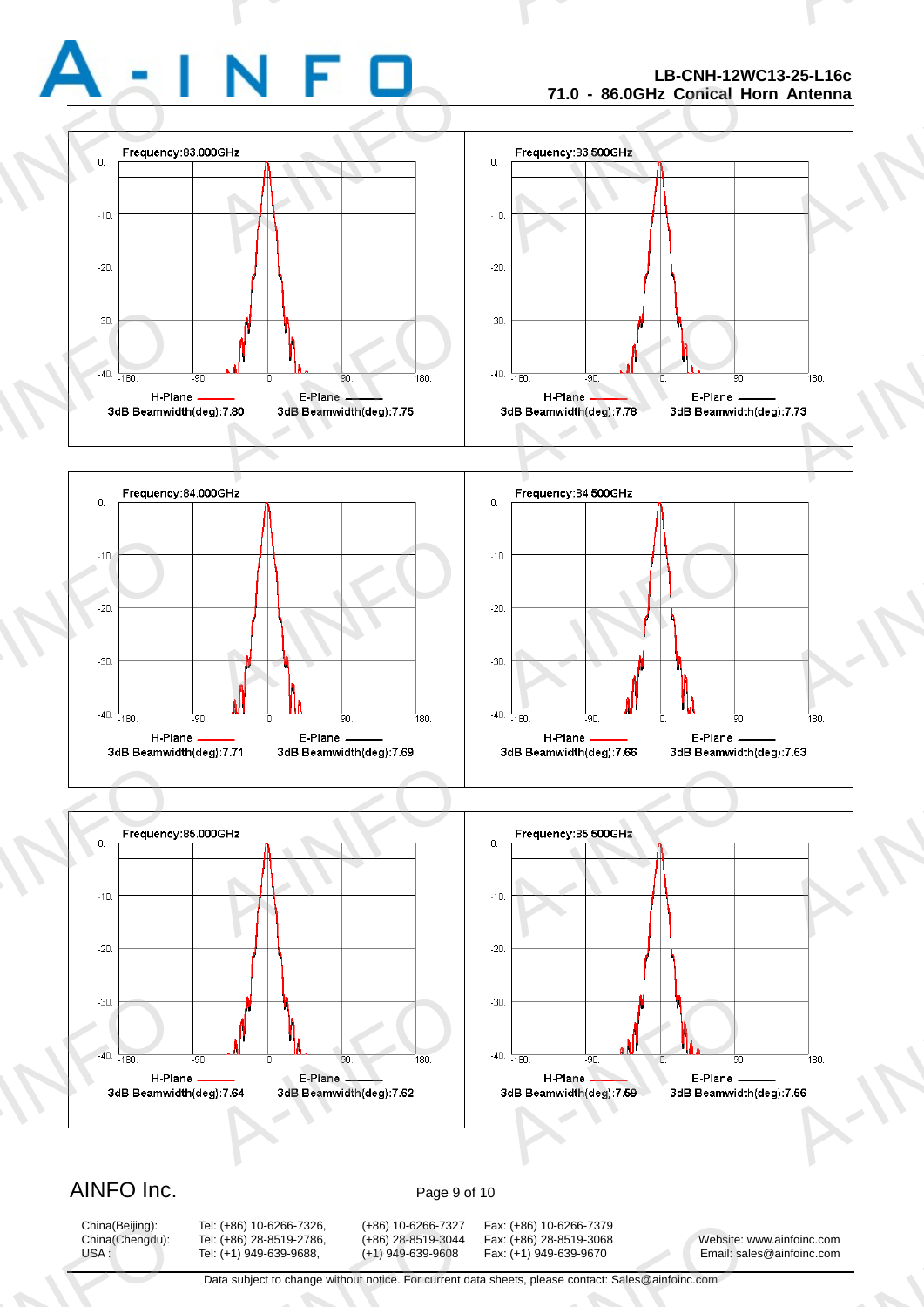Frequency:83.000GHz

H-Plane 3dB Beamwidth(deg):7.80 E-Plane 3dB Beamwidth(deg):7.75

Frequency:83.500GHz

H-Plane 3dB Beamwidth(deg):7.78 E-Plane 3dB Beamwidth(deg):7.73

Frequency:84.000GHz

H-Plane 3dB Beamwidth(deg):7.71 E-Plane 3dB Beamwidth(deg):7.69

Frequency:84.500GHz

H-Plane 3dB Beamwidth(deg):7.66 E-Plane 3dB Beamwidth(deg):7.63

Frequency:85.000GHz

H-Plane 3dB Beamwidth(deg):7.64 E-Plane 3dB Beamwidth(deg):7.62

Frequency:85.500GHz

H-Plane 3dB Beamwidth(deg):7.59 E-Plane 3dB Beamwidth(deg):7.56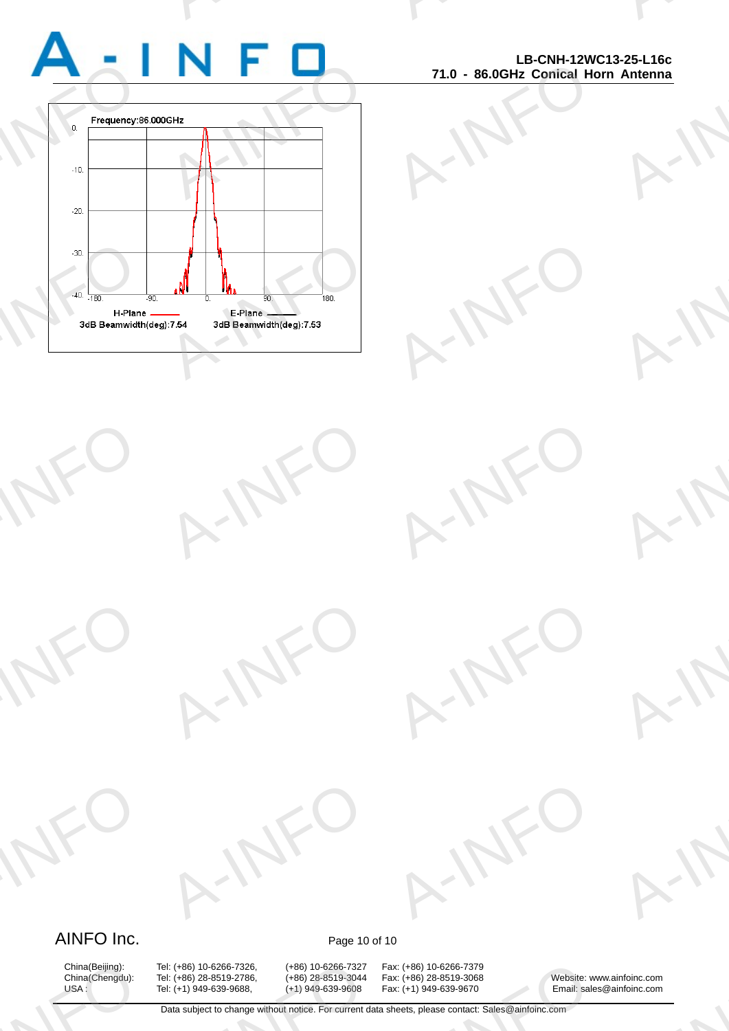Frequency:86.000GHz

0.

-10.

-20.

-30.

-40.

-180. -90. 0. 90. 180.

H-Plane

3dB Beamwidth(deg):7.54

E-Plane

3dB Beamwidth(deg):7.53

AINFO Inc.

China(Beijing): Tel: (+86) 10-6266-7326, (+86) 10-6266-7327 Fax: (+86) 10-6266-7379

China(Chengdu): Tel: (+86) 28-8519-2786, (+86) 28-8519-3044 Fax: (+86) 28-8519-3068

USA : Tel: (+1) 949-639-9688, (+1) 949-639-9608 Fax: (+1) 949-639-9670

Website: www.ainfoinc.com

Email: sales@ainfoinc.com

Data subject to change without notice. For current data sheets, please contact: Sales@ainfoinc.com